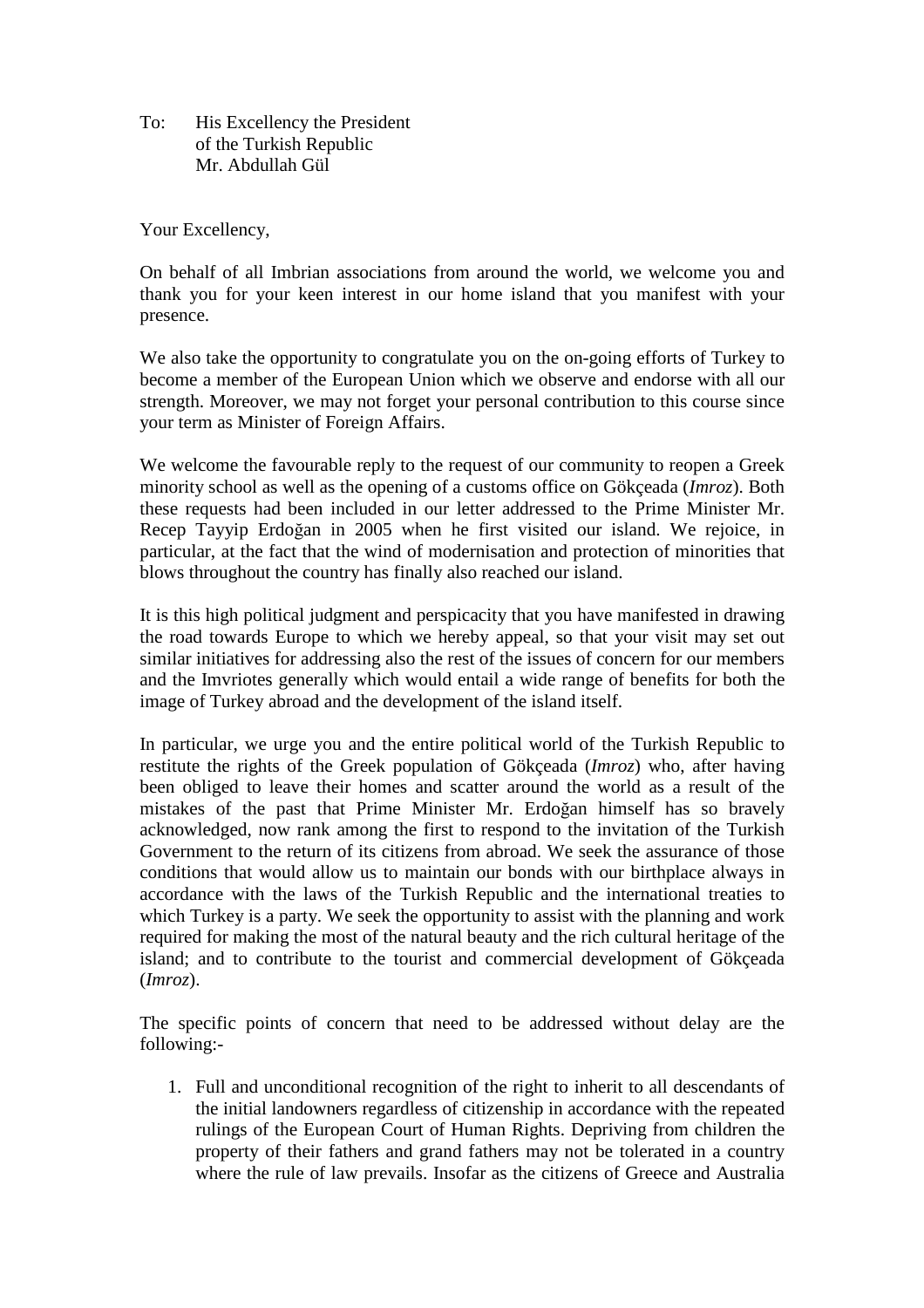To: His Excellency the President
of the Turkish Republic
Mr. Abdullah Gül

Your Excellency,

On behalf of all Imbrian associations from around the world, we welcome you and thank you for your keen interest in our home island that you manifest with your presence.

We also take the opportunity to congratulate you on the on-going efforts of Turkey to become a member of the European Union which we observe and endorse with all our strength. Moreover, we may not forget your personal contribution to this course since your term as Minister of Foreign Affairs.

We welcome the favourable reply to the request of our community to reopen a Greek minority school as well as the opening of a customs office on Gökçeada (*Imroz*). Both these requests had been included in our letter addressed to the Prime Minister Mr. Recep Tayyip Erdoğan in 2005 when he first visited our island. We rejoice, in particular, at the fact that the wind of modernisation and protection of minorities that blows throughout the country has finally also reached our island.

It is this high political judgment and perspicacity that you have manifested in drawing the road towards Europe to which we hereby appeal, so that your visit may set out similar initiatives for addressing also the rest of the issues of concern for our members and the Imvriotes generally which would entail a wide range of benefits for both the image of Turkey abroad and the development of the island itself.

In particular, we urge you and the entire political world of the Turkish Republic to restitute the rights of the Greek population of Gökçeada (*Imroz*) who, after having been obliged to leave their homes and scatter around the world as a result of the mistakes of the past that Prime Minister Mr. Erdoğan himself has so bravely acknowledged, now rank among the first to respond to the invitation of the Turkish Government to the return of its citizens from abroad. We seek the assurance of those conditions that would allow us to maintain our bonds with our birthplace always in accordance with the laws of the Turkish Republic and the international treaties to which Turkey is a party. We seek the opportunity to assist with the planning and work required for making the most of the natural beauty and the rich cultural heritage of the island; and to contribute to the tourist and commercial development of Gökçeada (*Imroz*).

The specific points of concern that need to be addressed without delay are the following:-

1. Full and unconditional recognition of the right to inherit to all descendants of the initial landowners regardless of citizenship in accordance with the repeated rulings of the European Court of Human Rights. Depriving from children the property of their fathers and grand fathers may not be tolerated in a country where the rule of law prevails. Insofar as the citizens of Greece and Australia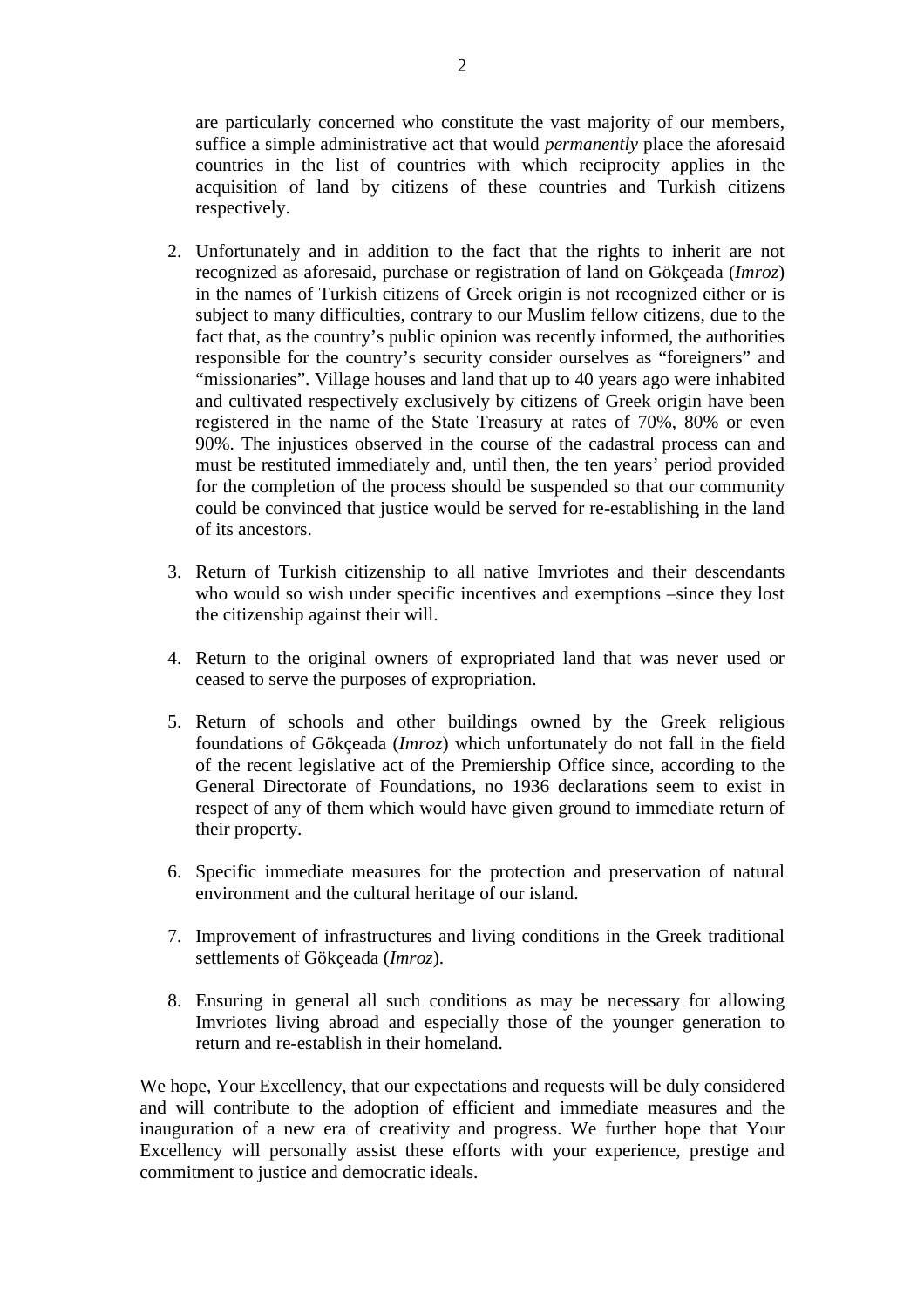are particularly concerned who constitute the vast majority of our members, suffice a simple administrative act that would *permanently* place the aforesaid countries in the list of countries with which reciprocity applies in the acquisition of land by citizens of these countries and Turkish citizens respectively.

2. Unfortunately and in addition to the fact that the rights to inherit are not recognized as aforesaid, purchase or registration of land on Gökçeada (*Imroz*) in the names of Turkish citizens of Greek origin is not recognized either or is subject to many difficulties, contrary to our Muslim fellow citizens, due to the fact that, as the country's public opinion was recently informed, the authorities responsible for the country's security consider ourselves as "foreigners" and "missionaries". Village houses and land that up to 40 years ago were inhabited and cultivated respectively exclusively by citizens of Greek origin have been registered in the name of the State Treasury at rates of 70%, 80% or even 90%. The injustices observed in the course of the cadastral process can and must be restituted immediately and, until then, the ten years' period provided for the completion of the process should be suspended so that our community could be convinced that justice would be served for re-establishing in the land of its ancestors.

3. Return of Turkish citizenship to all native Imvriotes and their descendants who would so wish under specific incentives and exemptions –since they lost the citizenship against their will.

4. Return to the original owners of expropriated land that was never used or ceased to serve the purposes of expropriation.

5. Return of schools and other buildings owned by the Greek religious foundations of Gökçeada (*Imroz*) which unfortunately do not fall in the field of the recent legislative act of the Premiership Office since, according to the General Directorate of Foundations, no 1936 declarations seem to exist in respect of any of them which would have given ground to immediate return of their property.

6. Specific immediate measures for the protection and preservation of natural environment and the cultural heritage of our island.

7. Improvement of infrastructures and living conditions in the Greek traditional settlements of Gökçeada (*Imroz*).

8. Ensuring in general all such conditions as may be necessary for allowing Imvriotes living abroad and especially those of the younger generation to return and re-establish in their homeland.

We hope, Your Excellency, that our expectations and requests will be duly considered and will contribute to the adoption of efficient and immediate measures and the inauguration of a new era of creativity and progress. We further hope that Your Excellency will personally assist these efforts with your experience, prestige and commitment to justice and democratic ideals.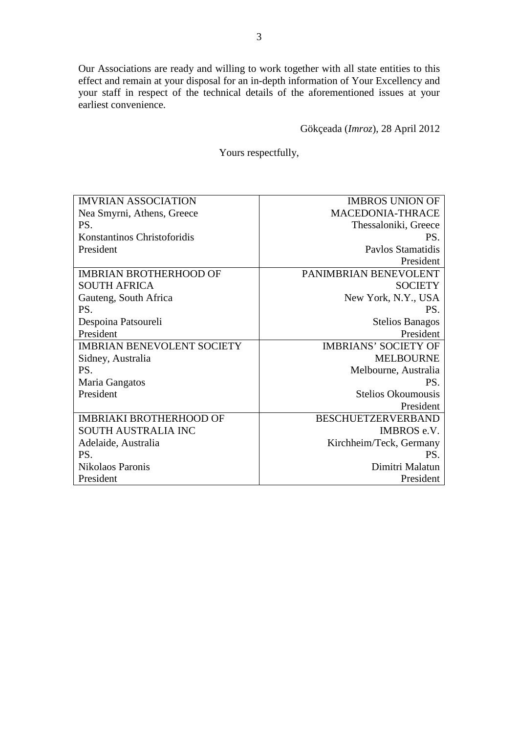Our Associations are ready and willing to work together with all state entities to this effect and remain at your disposal for an in-depth information of Your Excellency and your staff in respect of the technical details of the aforementioned issues at your earliest convenience.

Gökçeada (*Imroz*), 28 April 2012

Yours respectfully,

| | |
|---|---|
| IMVRIAN ASSOCIATION<br>Nea Smyrni, Athens, Greece<br>PS.<br>Konstantinos Christoforidis<br>President | IMBROS UNION OF MACEDONIA-THRACE<br>Thessaloniki, Greece<br>PS.<br>Pavlos Stamatidis<br>President |
| IMBRIAN BROTHERHOOD OF SOUTH AFRICA<br>Gauteng, South Africa<br>PS.<br>Despoina Patsoureli<br>President | PANIMBRIAN BENEVOLENT SOCIETY<br>New York, N.Y., USA<br>PS.<br>Stelios Banagos<br>President |
| IMBRIAN BENEVOLENT SOCIETY<br>Sidney, Australia<br>PS.<br>Maria Gangatos<br>President | IMBRIANS' SOCIETY OF MELBOURNE<br>Melbourne, Australia<br>PS.<br>Stelios Okoumousis<br>President |
| IMBRIAKI BROTHERHOOD OF SOUTH AUSTRALIA INC<br>Adelaide, Australia<br>PS.<br>Nikolaos Paronis<br>President | BESCHUETZERVERBAND IMBROS e.V.<br>Kirchheim/Teck, Germany<br>PS.<br>Dimitri Malatun<br>President |